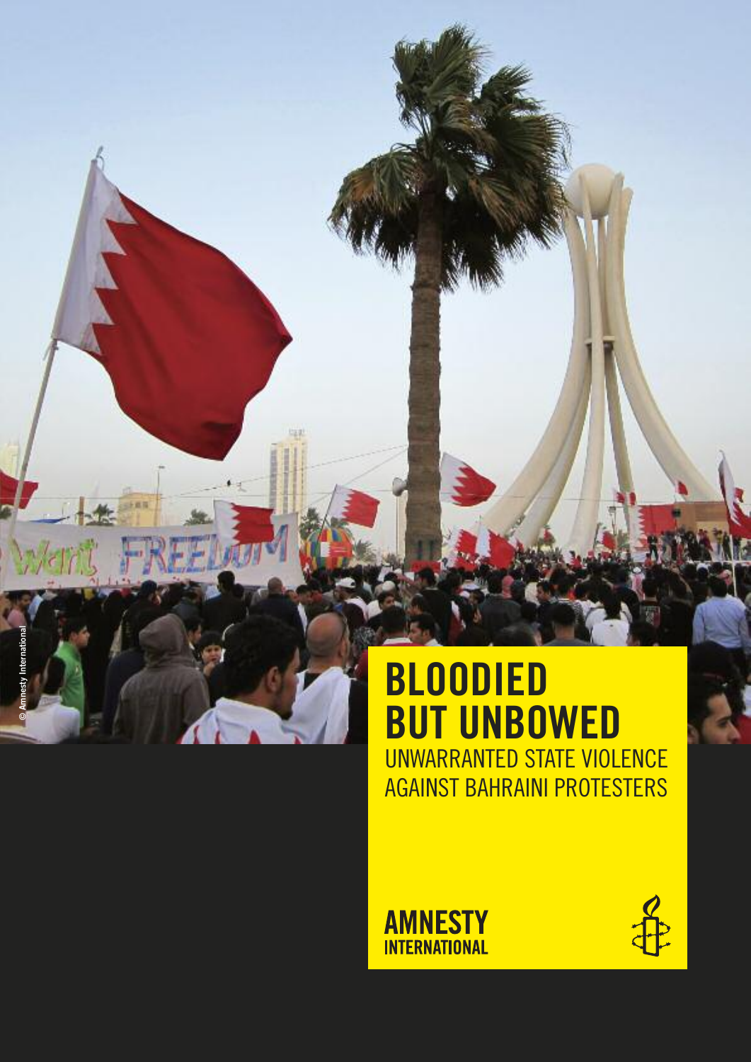# BLOODIED BUT UNBOWED

## UNWARRANTED STATE VIOLENCE AGAINST BAHRAINI PROTESTERS

© Amnesty International

AMNESTY INTERNATIONAL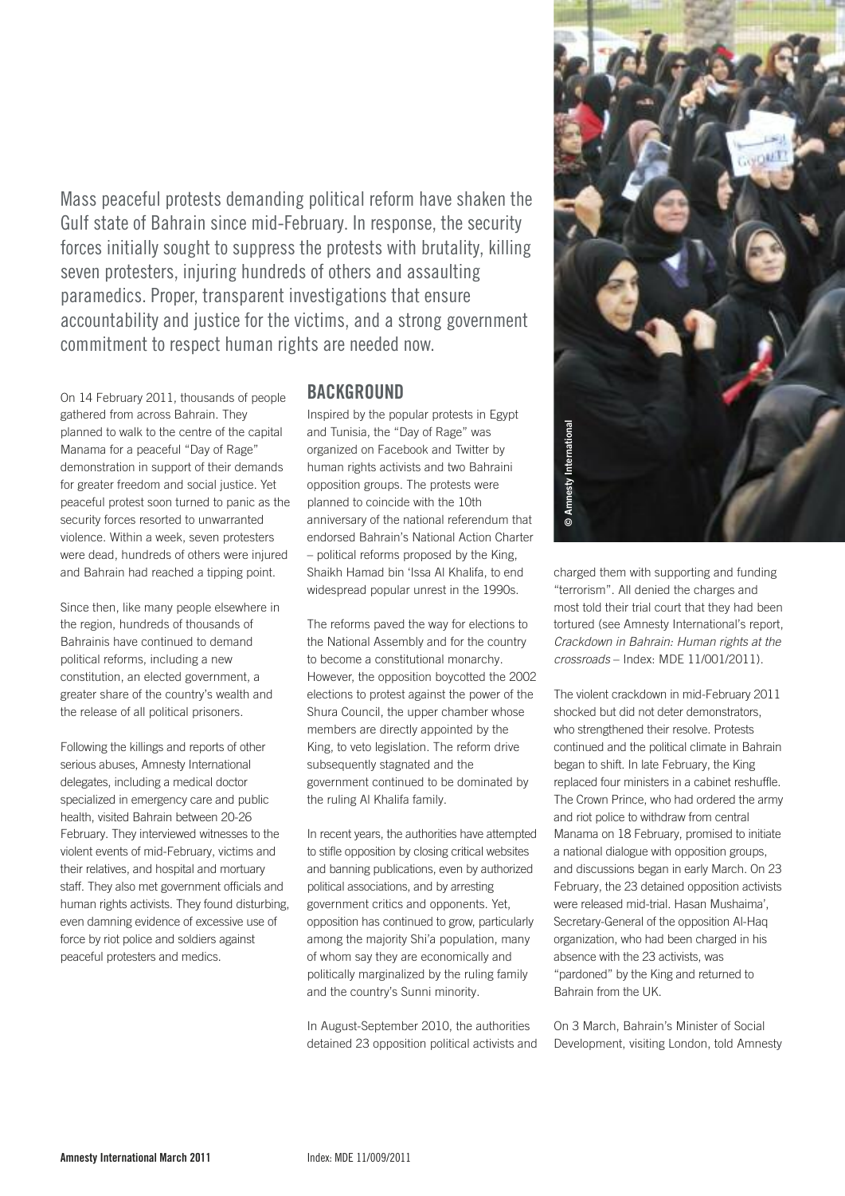Mass peaceful protests demanding political reform have shaken the Gulf state of Bahrain since mid-February. In response, the security forces initially sought to suppress the protests with brutality, killing seven protesters, injuring hundreds of others and assaulting paramedics. Proper, transparent investigations that ensure accountability and justice for the victims, and a strong government commitment to respect human rights are needed now.

On 14 February 2011, thousands of people gathered from across Bahrain. They planned to walk to the centre of the capital Manama for a peaceful "Day of Rage" demonstration in support of their demands for greater freedom and social justice. Yet peaceful protest soon turned to panic as the security forces resorted to unwarranted violence. Within a week, seven protesters were dead, hundreds of others were injured and Bahrain had reached a tipping point.

Since then, like many people elsewhere in the region, hundreds of thousands of Bahrainis have continued to demand political reforms, including a new constitution, an elected government, a greater share of the country's wealth and the release of all political prisoners.

Following the killings and reports of other serious abuses, Amnesty International delegates, including a medical doctor specialized in emergency care and public health, visited Bahrain between 20-26 February. They interviewed witnesses to the violent events of mid-February, victims and their relatives, and hospital and mortuary staff. They also met government officials and human rights activists. They found disturbing, even damning evidence of excessive use of force by riot police and soldiers against peaceful protesters and medics.

## BACKGROUND

Inspired by the popular protests in Egypt and Tunisia, the "Day of Rage" was organized on Facebook and Twitter by human rights activists and two Bahraini opposition groups. The protests were planned to coincide with the 10th anniversary of the national referendum that endorsed Bahrain's National Action Charter – political reforms proposed by the King, Shaikh Hamad bin 'Issa Al Khalifa, to end widespread popular unrest in the 1990s.

The reforms paved the way for elections to the National Assembly and for the country to become a constitutional monarchy. However, the opposition boycotted the 2002 elections to protest against the power of the Shura Council, the upper chamber whose members are directly appointed by the King, to veto legislation. The reform drive subsequently stagnated and the government continued to be dominated by the ruling Al Khalifa family.

In recent years, the authorities have attempted to stifle opposition by closing critical websites and banning publications, even by authorized political associations, and by arresting government critics and opponents. Yet, opposition has continued to grow, particularly among the majority Shi'a population, many of whom say they are economically and politically marginalized by the ruling family and the country's Sunni minority.

In August-September 2010, the authorities detained 23 opposition political activists and charged them with supporting and funding "terrorism". All denied the charges and most told their trial court that they had been tortured (see Amnesty International's report, *Crackdown in Bahrain: Human rights at the crossroads* – Index: MDE 11/001/2011).

The violent crackdown in mid-February 2011 shocked but did not deter demonstrators, who strengthened their resolve. Protests continued and the political climate in Bahrain began to shift. In late February, the King replaced four ministers in a cabinet reshuffle. The Crown Prince, who had ordered the army and riot police to withdraw from central Manama on 18 February, promised to initiate a national dialogue with opposition groups, and discussions began in early March. On 23 February, the 23 detained opposition activists were released mid-trial. Hasan Mushaima', Secretary-General of the opposition Al-Haq organization, who had been charged in his absence with the 23 activists, was "pardoned" by the King and returned to Bahrain from the UK.

On 3 March, Bahrain's Minister of Social Development, visiting London, told Amnesty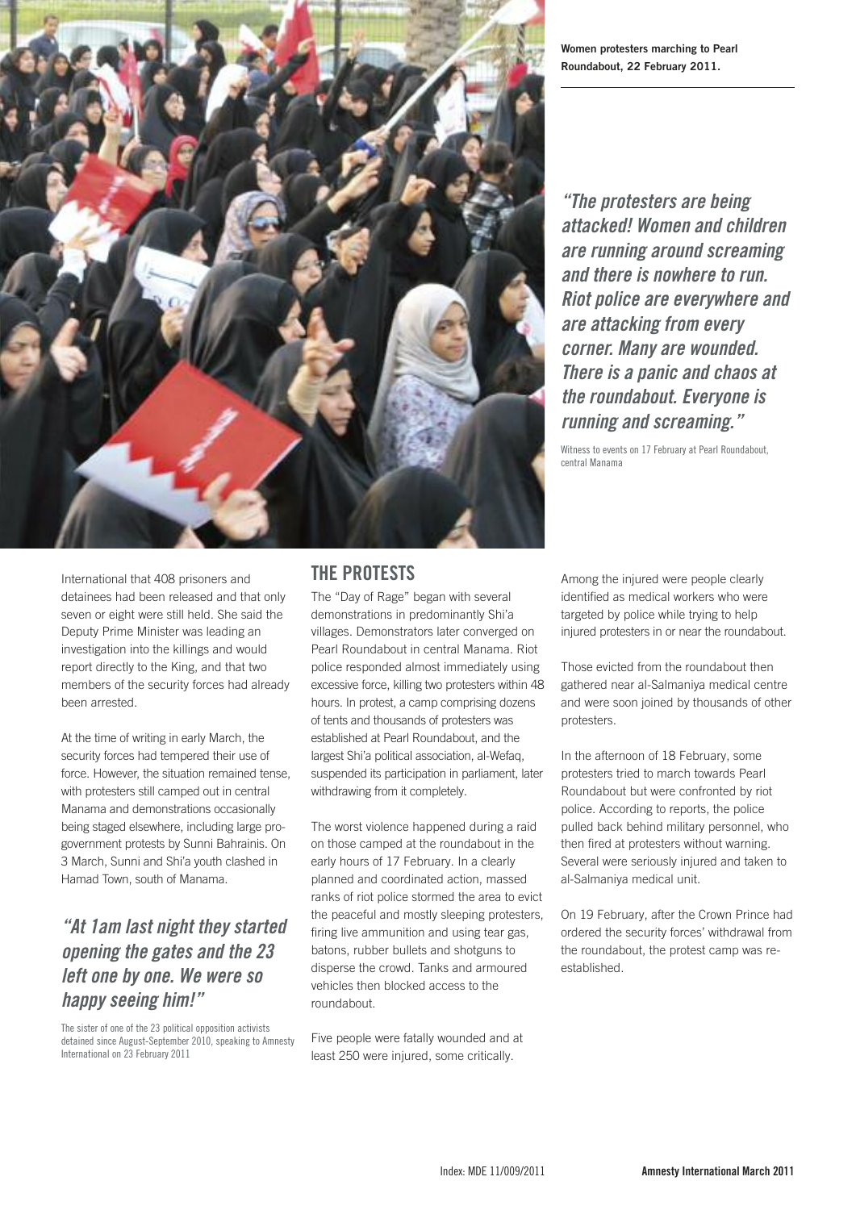Women protesters marching to Pearl Roundabout, 22 February 2011.

*"The protesters are being attacked! Women and children are running around screaming and there is nowhere to run. Riot police are everywhere and are attacking from every corner. Many are wounded. There is a panic and chaos at the roundabout. Everyone is running and screaming."*

Witness to events on 17 February at Pearl Roundabout, central Manama

International that 408 prisoners and detainees had been released and that only seven or eight were still held. She said the Deputy Prime Minister was leading an investigation into the killings and would report directly to the King, and that two members of the security forces had already been arrested.

At the time of writing in early March, the security forces had tempered their use of force. However, the situation remained tense, with protesters still camped out in central Manama and demonstrations occasionally being staged elsewhere, including large pro-government protests by Sunni Bahrainis. On 3 March, Sunni and Shi'a youth clashed in Hamad Town, south of Manama.

*"At 1am last night they started opening the gates and the 23 left one by one. We were so happy seeing him!"*

The sister of one of the 23 political opposition activists detained since August-September 2010, speaking to Amnesty International on 23 February 2011

## THE PROTESTS

The "Day of Rage" began with several demonstrations in predominantly Shi'a villages. Demonstrators later converged on Pearl Roundabout in central Manama. Riot police responded almost immediately using excessive force, killing two protesters within 48 hours. In protest, a camp comprising dozens of tents and thousands of protesters was established at Pearl Roundabout, and the largest Shi'a political association, al-Wefaq, suspended its participation in parliament, later withdrawing from it completely.

The worst violence happened during a raid on those camped at the roundabout in the early hours of 17 February. In a clearly planned and coordinated action, massed ranks of riot police stormed the area to evict the peaceful and mostly sleeping protesters, firing live ammunition and using tear gas, batons, rubber bullets and shotguns to disperse the crowd. Tanks and armoured vehicles then blocked access to the roundabout.

Five people were fatally wounded and at least 250 were injured, some critically. Among the injured were people clearly identified as medical workers who were targeted by police while trying to help injured protesters in or near the roundabout.

Those evicted from the roundabout then gathered near al-Salmaniya medical centre and were soon joined by thousands of other protesters.

In the afternoon of 18 February, some protesters tried to march towards Pearl Roundabout but were confronted by riot police. According to reports, the police pulled back behind military personnel, who then fired at protesters without warning. Several were seriously injured and taken to al-Salmaniya medical unit.

On 19 February, after the Crown Prince had ordered the security forces' withdrawal from the roundabout, the protest camp was re-established.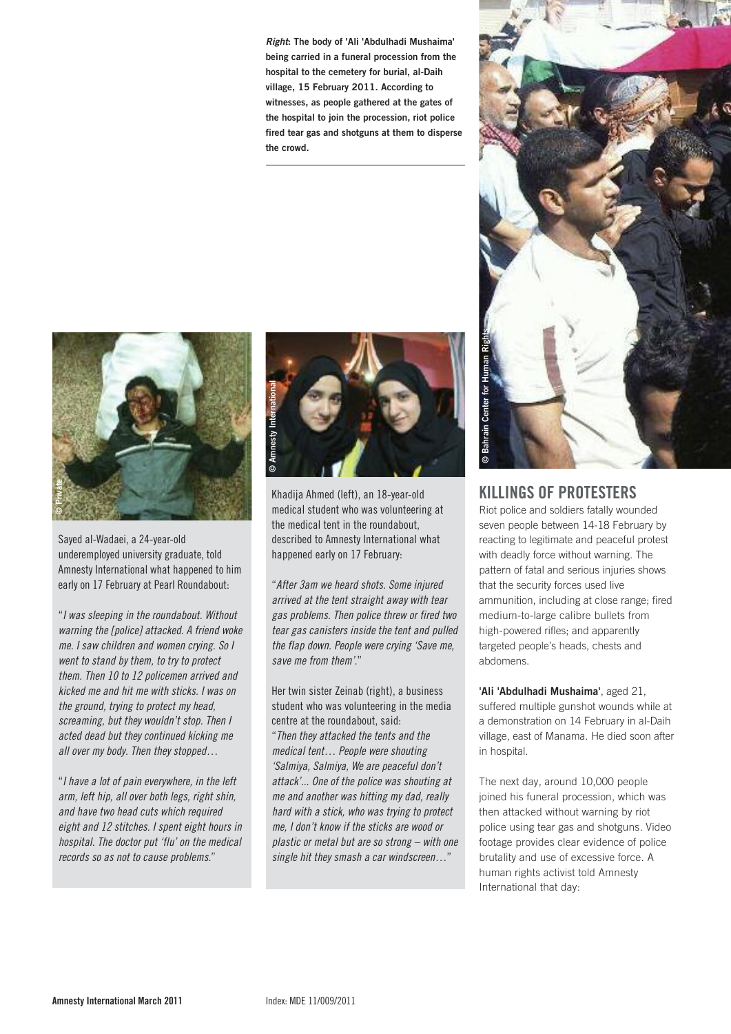*Right*: The body of 'Ali 'Abdulhadi Mushaima' being carried in a funeral procession from the hospital to the cemetery for burial, al-Daih village, 15 February 2011. According to witnesses, as people gathered at the gates of the hospital to join the procession, riot police fired tear gas and shotguns at them to disperse the crowd.

© Bahrain Center for Human Rights

© Private

Sayed al-Wadaei, a 24-year-old underemployed university graduate, told Amnesty International what happened to him early on 17 February at Pearl Roundabout:

"*I was sleeping in the roundabout. Without warning the [police] attacked. A friend woke me. I saw children and women crying. So I went to stand by them, to try to protect them. Then 10 to 12 policemen arrived and kicked me and hit me with sticks. I was on the ground, trying to protect my head, screaming, but they wouldn't stop. Then I acted dead but they continued kicking me all over my body. Then they stopped…*

"*I have a lot of pain everywhere, in the left arm, left hip, all over both legs, right shin, and have two head cuts which required eight and 12 stitches. I spent eight hours in hospital. The doctor put 'flu' on the medical records so as not to cause problems.*"

© Amnesty International

Khadija Ahmed (left), an 18-year-old medical student who was volunteering at the medical tent in the roundabout, described to Amnesty International what happened early on 17 February:

"*After 3am we heard shots. Some injured arrived at the tent straight away with tear gas problems. Then police threw or fired two tear gas canisters inside the tent and pulled the flap down. People were crying 'Save me, save me from them'.*"

Her twin sister Zeinab (right), a business student who was volunteering in the media centre at the roundabout, said:
"*Then they attacked the tents and the medical tent… People were shouting 'Salmiya, Salmiya, We are peaceful don't attack'... One of the police was shouting at me and another was hitting my dad, really hard with a stick, who was trying to protect me, I don't know if the sticks are wood or plastic or metal but are so strong – with one single hit they smash a car windscreen…*"

## KILLINGS OF PROTESTERS

Riot police and soldiers fatally wounded seven people between 14-18 February by reacting to legitimate and peaceful protest with deadly force without warning. The pattern of fatal and serious injuries shows that the security forces used live ammunition, including at close range; fired medium-to-large calibre bullets from high-powered rifles; and apparently targeted people's heads, chests and abdomens.

**'Ali 'Abdulhadi Mushaima'**, aged 21, suffered multiple gunshot wounds while at a demonstration on 14 February in al-Daih village, east of Manama. He died soon after in hospital.

The next day, around 10,000 people joined his funeral procession, which was then attacked without warning by riot police using tear gas and shotguns. Video footage provides clear evidence of police brutality and use of excessive force. A human rights activist told Amnesty International that day: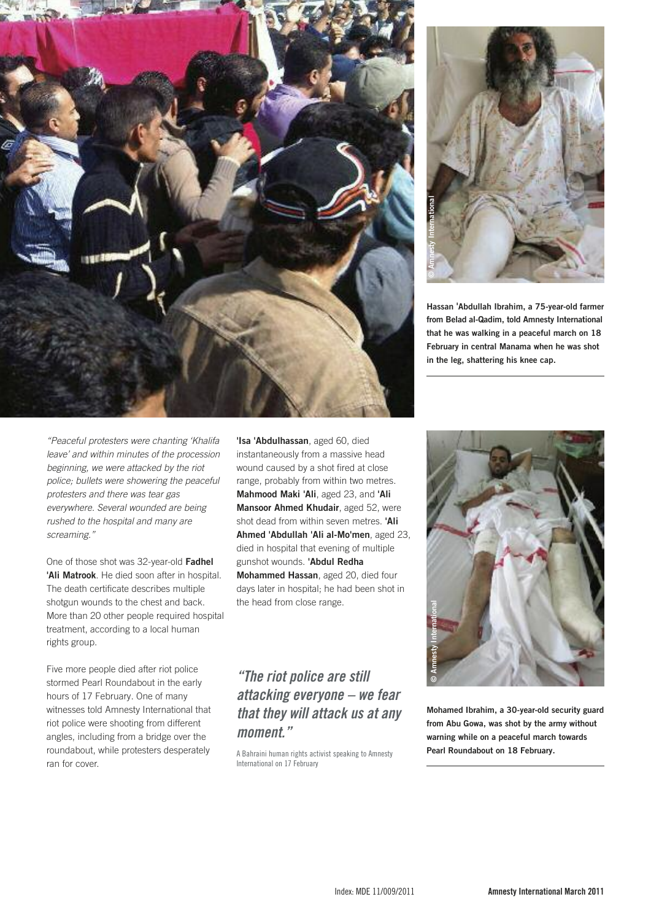**Hassan 'Abdullah Ibrahim, a 75-year-old farmer from Belad al-Qadim, told Amnesty International that he was walking in a peaceful march on 18 February in central Manama when he was shot in the leg, shattering his knee cap.**

*"Peaceful protesters were chanting 'Khalifa leave' and within minutes of the procession beginning, we were attacked by the riot police; bullets were showering the peaceful protesters and there was tear gas everywhere. Several wounded are being rushed to the hospital and many are screaming."*

One of those shot was 32-year-old **Fadhel 'Ali Matrook**. He died soon after in hospital. The death certificate describes multiple shotgun wounds to the chest and back. More than 20 other people required hospital treatment, according to a local human rights group.

Five more people died after riot police stormed Pearl Roundabout in the early hours of 17 February. One of many witnesses told Amnesty International that riot police were shooting from different angles, including from a bridge over the roundabout, while protesters desperately ran for cover.

**'Isa 'Abdulhassan**, aged 60, died instantaneously from a massive head wound caused by a shot fired at close range, probably from within two metres. **Mahmood Maki 'Ali**, aged 23, and **'Ali Mansoor Ahmed Khudair**, aged 52, were shot dead from within seven metres. **'Ali Ahmed 'Abdullah 'Ali al-Mo'men**, aged 23, died in hospital that evening of multiple gunshot wounds. **'Abdul Redha Mohammed Hassan**, aged 20, died four days later in hospital; he had been shot in the head from close range.

> ***"The riot police are still attacking everyone – we fear that they will attack us at any moment."***
>
> A Bahraini human rights activist speaking to Amnesty International on 17 February

**Mohamed Ibrahim, a 30-year-old security guard from Abu Gowa, was shot by the army without warning while on a peaceful march towards Pearl Roundabout on 18 February.**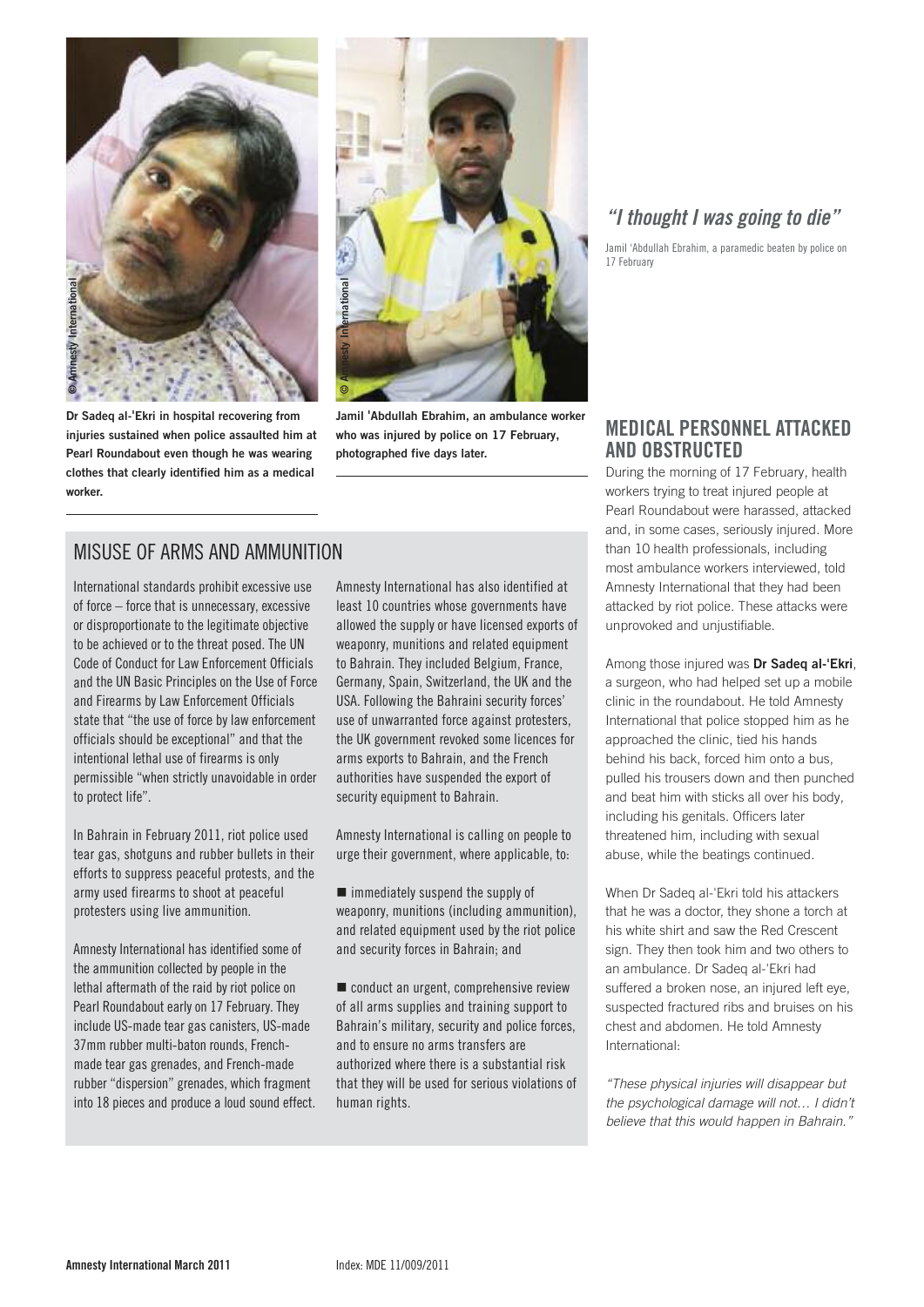Dr Sadeq al-'Ekri in hospital recovering from injuries sustained when police assaulted him at Pearl Roundabout even though he was wearing clothes that clearly identified him as a medical worker.

Jamil 'Abdullah Ebrahim, an ambulance worker who was injured by police on 17 February, photographed five days later.

*"I thought I was going to die"*

Jamil 'Abdullah Ebrahim, a paramedic beaten by police on 17 February

## MISUSE OF ARMS AND AMMUNITION

International standards prohibit excessive use of force – force that is unnecessary, excessive or disproportionate to the legitimate objective to be achieved or to the threat posed. The UN Code of Conduct for Law Enforcement Officials and the UN Basic Principles on the Use of Force and Firearms by Law Enforcement Officials state that "the use of force by law enforcement officials should be exceptional" and that the intentional lethal use of firearms is only permissible "when strictly unavoidable in order to protect life".

In Bahrain in February 2011, riot police used tear gas, shotguns and rubber bullets in their efforts to suppress peaceful protests, and the army used firearms to shoot at peaceful protesters using live ammunition.

Amnesty International has identified some of the ammunition collected by people in the lethal aftermath of the raid by riot police on Pearl Roundabout early on 17 February. They include US-made tear gas canisters, US-made 37mm rubber multi-baton rounds, French-made tear gas grenades, and French-made rubber "dispersion" grenades, which fragment into 18 pieces and produce a loud sound effect.

Amnesty International has also identified at least 10 countries whose governments have allowed the supply or have licensed exports of weaponry, munitions and related equipment to Bahrain. They included Belgium, France, Germany, Spain, Switzerland, the UK and the USA. Following the Bahraini security forces' use of unwarranted force against protesters, the UK government revoked some licences for arms exports to Bahrain, and the French authorities have suspended the export of security equipment to Bahrain.

Amnesty International is calling on people to urge their government, where applicable, to:

- immediately suspend the supply of weaponry, munitions (including ammunition), and related equipment used by the riot police and security forces in Bahrain; and
- conduct an urgent, comprehensive review of all arms supplies and training support to Bahrain's military, security and police forces, and to ensure no arms transfers are authorized where there is a substantial risk that they will be used for serious violations of human rights.

## MEDICAL PERSONNEL ATTACKED AND OBSTRUCTED

During the morning of 17 February, health workers trying to treat injured people at Pearl Roundabout were harassed, attacked and, in some cases, seriously injured. More than 10 health professionals, including most ambulance workers interviewed, told Amnesty International that they had been attacked by riot police. These attacks were unprovoked and unjustifiable.

Among those injured was **Dr Sadeq al-'Ekri**, a surgeon, who had helped set up a mobile clinic in the roundabout. He told Amnesty International that police stopped him as he approached the clinic, tied his hands behind his back, forced him onto a bus, pulled his trousers down and then punched and beat him with sticks all over his body, including his genitals. Officers later threatened him, including with sexual abuse, while the beatings continued.

When Dr Sadeq al-'Ekri told his attackers that he was a doctor, they shone a torch at his white shirt and saw the Red Crescent sign. They then took him and two others to an ambulance. Dr Sadeq al-'Ekri had suffered a broken nose, an injured left eye, suspected fractured ribs and bruises on his chest and abdomen. He told Amnesty International:

*"These physical injuries will disappear but the psychological damage will not… I didn't believe that this would happen in Bahrain."*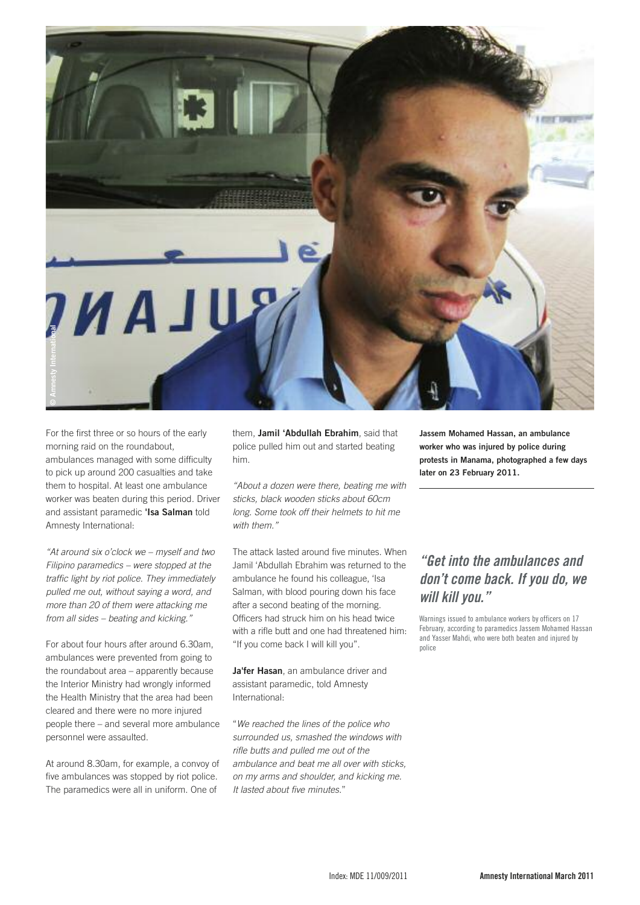For the first three or so hours of the early morning raid on the roundabout, ambulances managed with some difficulty to pick up around 200 casualties and take them to hospital. At least one ambulance worker was beaten during this period. Driver and assistant paramedic **'Isa Salman** told Amnesty International:

*"At around six o'clock we – myself and two Filipino paramedics – were stopped at the traffic light by riot police. They immediately pulled me out, without saying a word, and more than 20 of them were attacking me from all sides – beating and kicking."*

For about four hours after around 6.30am, ambulances were prevented from going to the roundabout area – apparently because the Interior Ministry had wrongly informed the Health Ministry that the area had been cleared and there were no more injured people there – and several more ambulance personnel were assaulted.

At around 8.30am, for example, a convoy of five ambulances was stopped by riot police. The paramedics were all in uniform. One of them, **Jamil 'Abdullah Ebrahim**, said that police pulled him out and started beating him.

*"About a dozen were there, beating me with sticks, black wooden sticks about 60cm long. Some took off their helmets to hit me with them."*

The attack lasted around five minutes. When Jamil 'Abdullah Ebrahim was returned to the ambulance he found his colleague, 'Isa Salman, with blood pouring down his face after a second beating of the morning. Officers had struck him on his head twice with a rifle butt and one had threatened him: "If you come back I will kill you".

**Ja'fer Hasan**, an ambulance driver and assistant paramedic, told Amnesty International:

"*We reached the lines of the police who surrounded us, smashed the windows with rifle butts and pulled me out of the ambulance and beat me all over with sticks, on my arms and shoulder, and kicking me. It lasted about five minutes.*"

**Jassem Mohamed Hassan, an ambulance worker who was injured by police during protests in Manama, photographed a few days later on 23 February 2011.**

## *"Get into the ambulances and don't come back. If you do, we will kill you."*

Warnings issued to ambulance workers by officers on 17 February, according to paramedics Jassem Mohamed Hassan and Yasser Mahdi, who were both beaten and injured by police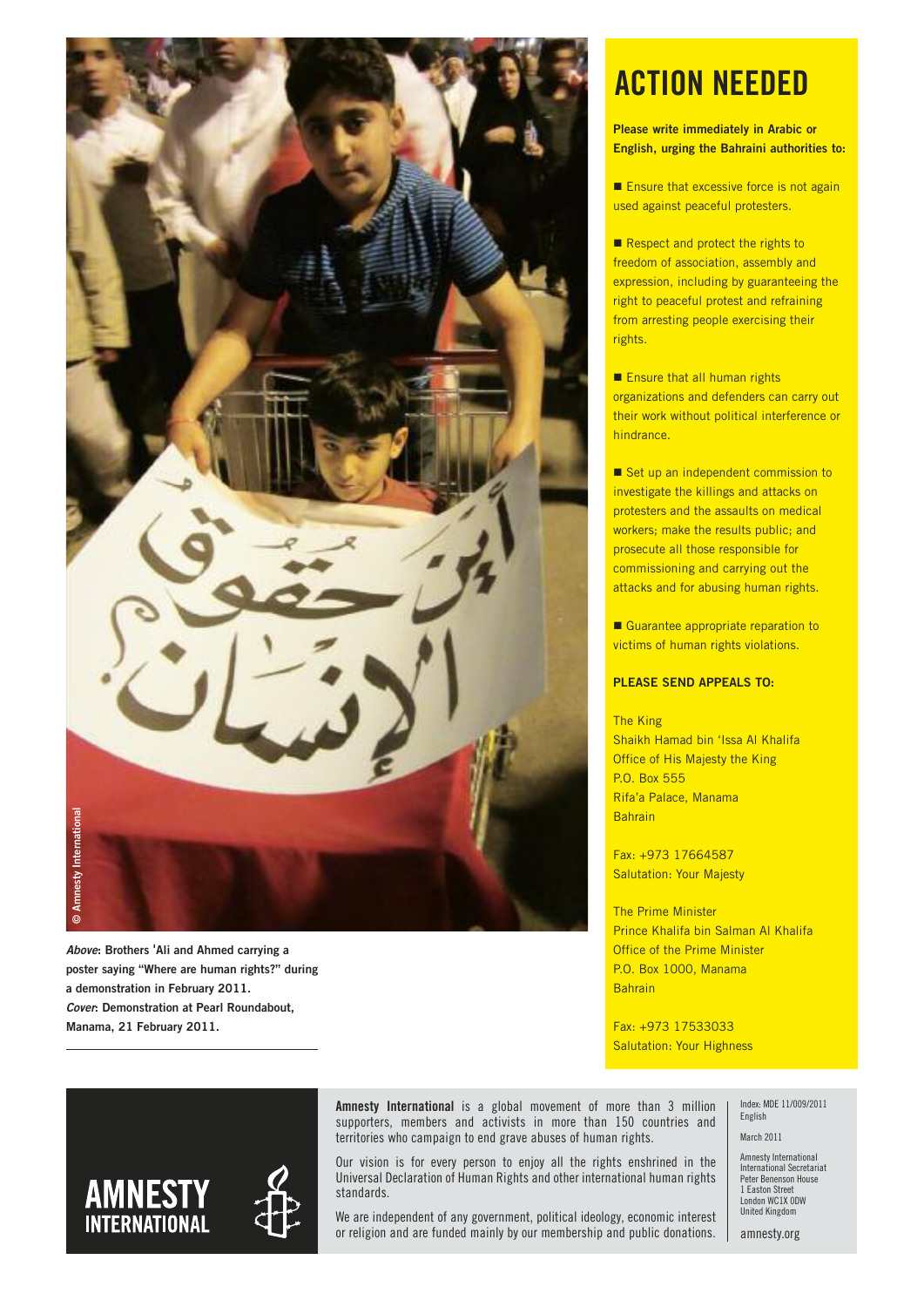*Above*: Brothers 'Ali and Ahmed carrying a poster saying "Where are human rights?" during a demonstration in February 2011.
*Cover*: Demonstration at Pearl Roundabout, Manama, 21 February 2011.

© Amnesty International

# ACTION NEEDED

**Please write immediately in Arabic or English, urging the Bahraini authorities to:**

- Ensure that excessive force is not again used against peaceful protesters.
- Respect and protect the rights to freedom of association, assembly and expression, including by guaranteeing the right to peaceful protest and refraining from arresting people exercising their rights.
- Ensure that all human rights organizations and defenders can carry out their work without political interference or hindrance.
- Set up an independent commission to investigate the killings and attacks on protesters and the assaults on medical workers; make the results public; and prosecute all those responsible for commissioning and carrying out the attacks and for abusing human rights.
- Guarantee appropriate reparation to victims of human rights violations.

**PLEASE SEND APPEALS TO:**

The King
Shaikh Hamad bin 'Issa Al Khalifa
Office of His Majesty the King
P.O. Box 555
Rifa'a Palace, Manama
Bahrain

Fax: +973 17664587
Salutation: Your Majesty

The Prime Minister
Prince Khalifa bin Salman Al Khalifa
Office of the Prime Minister
P.O. Box 1000, Manama
Bahrain

Fax: +973 17533033
Salutation: Your Highness

AMNESTY INTERNATIONAL

**Amnesty International** is a global movement of more than 3 million supporters, members and activists in more than 150 countries and territories who campaign to end grave abuses of human rights.

Our vision is for every person to enjoy all the rights enshrined in the Universal Declaration of Human Rights and other international human rights standards.

We are independent of any government, political ideology, economic interest or religion and are funded mainly by our membership and public donations.

Index: MDE 11/009/2011
English

March 2011

Amnesty International
International Secretariat
Peter Benenson House
1 Easton Street
London WC1X 0DW
United Kingdom

amnesty.org